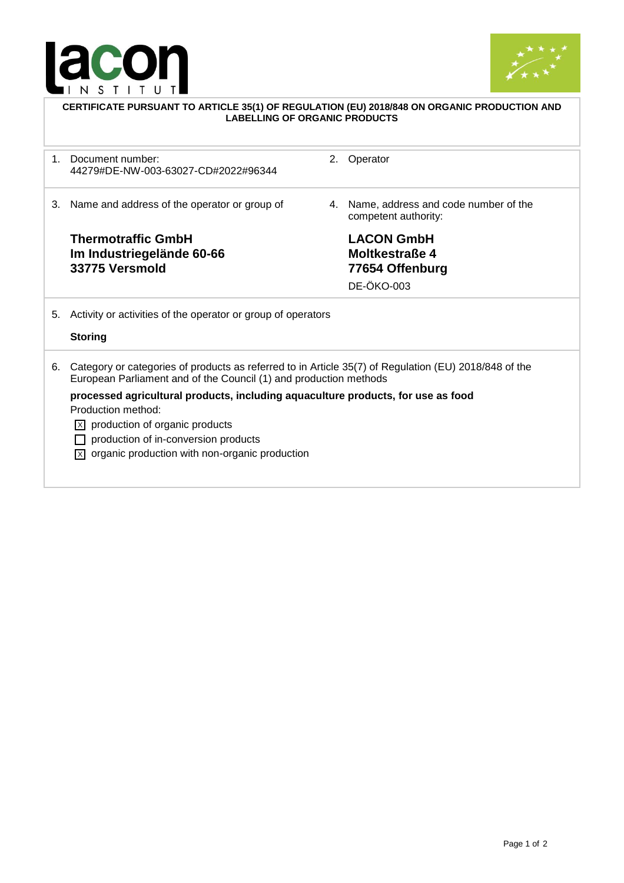**CERTIFICATE PURSUANT TO ARTICLE 35(1) OF REGULATION (EU) 2018/848 ON ORGANIC PRODUCTION AND LABELLING OF ORGANIC PRODUCTS**

1. Document number:
   44279#DE-NW-003-63027-CD#2022#96344

2. Operator

3. Name and address of the operator or group of

   **Thermotraffic GmbH**
   **Im Industriegelände 60-66**
   **33775 Versmold**

4. Name, address and code number of the competent authority:

   **LACON GmbH**
   **Moltkestraße 4**
   **77654 Offenburg**
   DE-ÖKO-003

5. Activity or activities of the operator or group of operators

   **Storing**

6. Category or categories of products as referred to in Article 35(7) of Regulation (EU) 2018/848 of the European Parliament and of the Council (1) and production methods

   **processed agricultural products, including aquaculture products, for use as food**

   Production method:

   - [x] production of organic products
   - [ ] production of in-conversion products
   - [x] organic production with non-organic production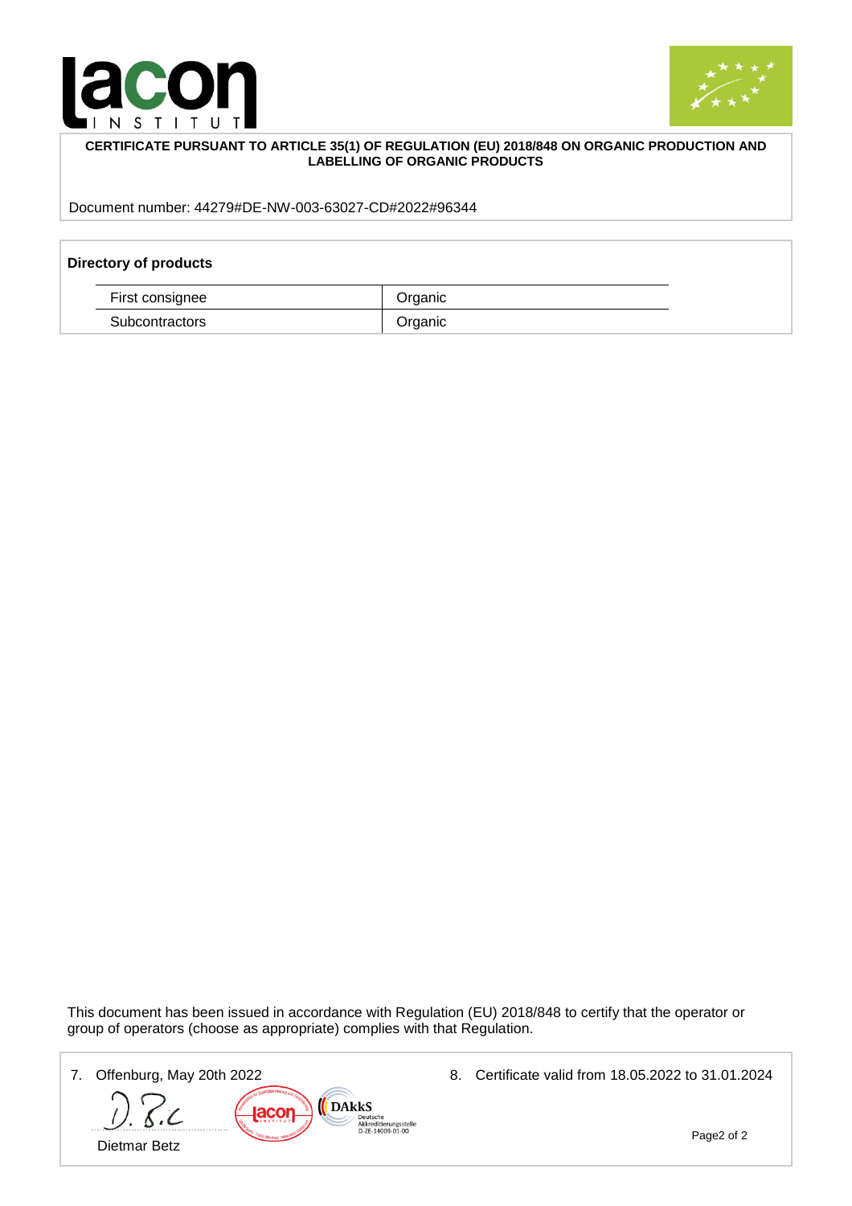**CERTIFICATE PURSUANT TO ARTICLE 35(1) OF REGULATION (EU) 2018/848 ON ORGANIC PRODUCTION AND LABELLING OF ORGANIC PRODUCTS**

Document number: 44279#DE-NW-003-63027-CD#2022#96344

**Directory of products**

| | |
|---|---|
| First consignee | Organic |
| Subcontractors | Organic |

This document has been issued in accordance with Regulation (EU) 2018/848 to certify that the operator or group of operators (choose as appropriate) complies with that Regulation.

7. Offenburg, May 20th 2022

Dietmar Betz

DAkkS Deutsche Akkreditierungsstelle D-ZE-14009-01-00

8. Certificate valid from 18.05.2022 to 31.01.2024